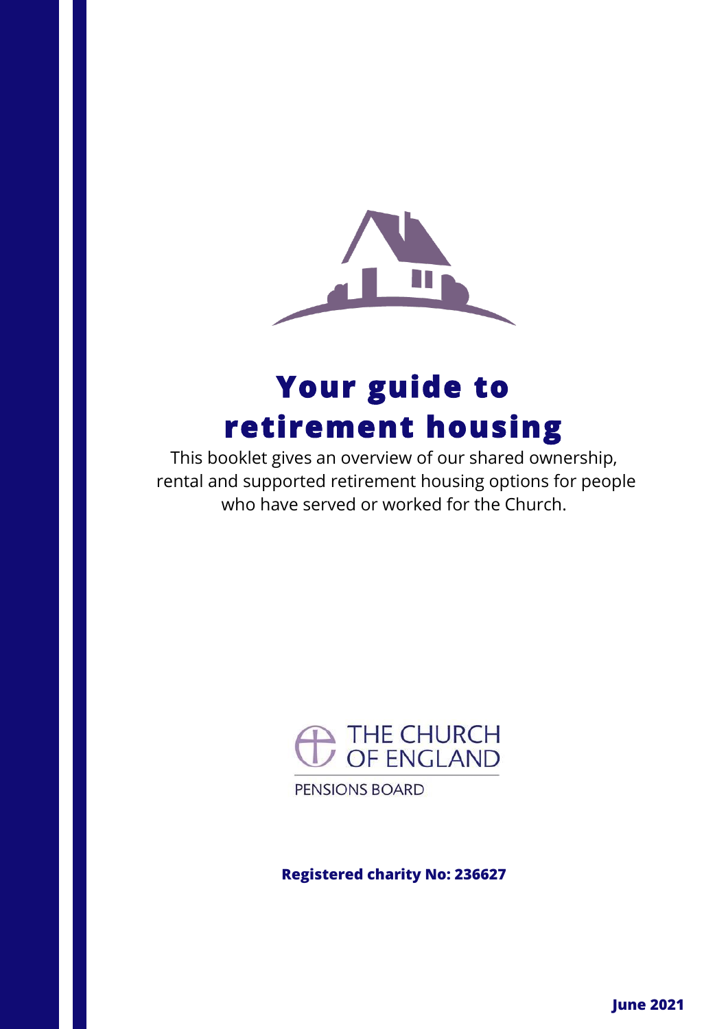# Your guide to retirement housing

This booklet gives an overview of our shared ownership, rental and supported retirement housing options for people who have served or worked for the Church.

THE CHURCH OF ENGLAND

PENSIONS BOARD

**Registered charity No: 236627**

**June 2021**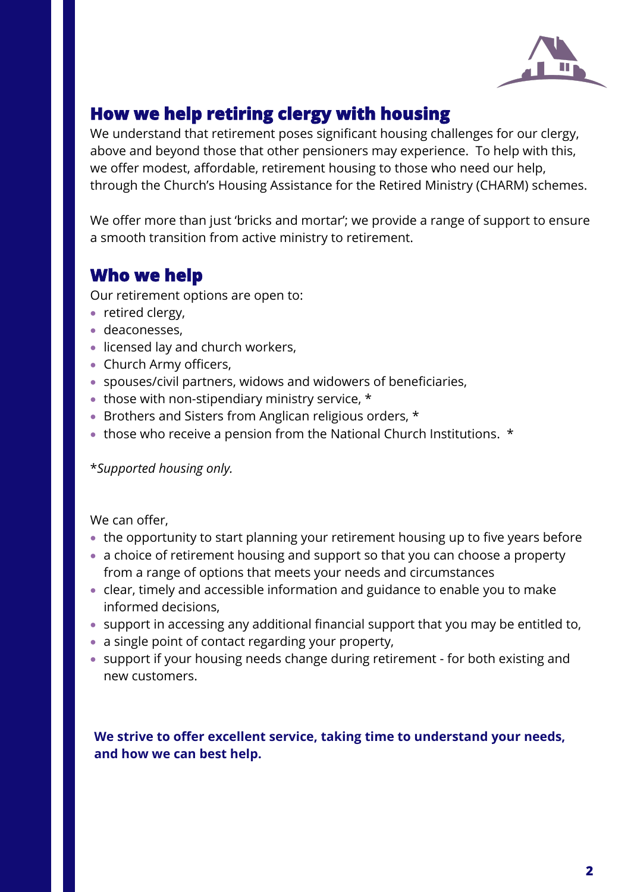## How we help retiring clergy with housing

We understand that retirement poses significant housing challenges for our clergy, above and beyond those that other pensioners may experience. To help with this, we offer modest, affordable, retirement housing to those who need our help, through the Church's Housing Assistance for the Retired Ministry (CHARM) schemes.

We offer more than just 'bricks and mortar'; we provide a range of support to ensure a smooth transition from active ministry to retirement.

## Who we help

Our retirement options are open to:

- retired clergy,
- deaconesses,
- licensed lay and church workers,
- Church Army officers,
- spouses/civil partners, widows and widowers of beneficiaries,
- those with non-stipendiary ministry service, *
- Brothers and Sisters from Anglican religious orders, *
- those who receive a pension from the National Church Institutions. *

**Supported housing only.*

We can offer,

- the opportunity to start planning your retirement housing up to five years before
- a choice of retirement housing and support so that you can choose a property from a range of options that meets your needs and circumstances
- clear, timely and accessible information and guidance to enable you to make informed decisions,
- support in accessing any additional financial support that you may be entitled to,
- a single point of contact regarding your property,
- support if your housing needs change during retirement - for both existing and new customers.

**We strive to offer excellent service, taking time to understand your needs, and how we can best help.**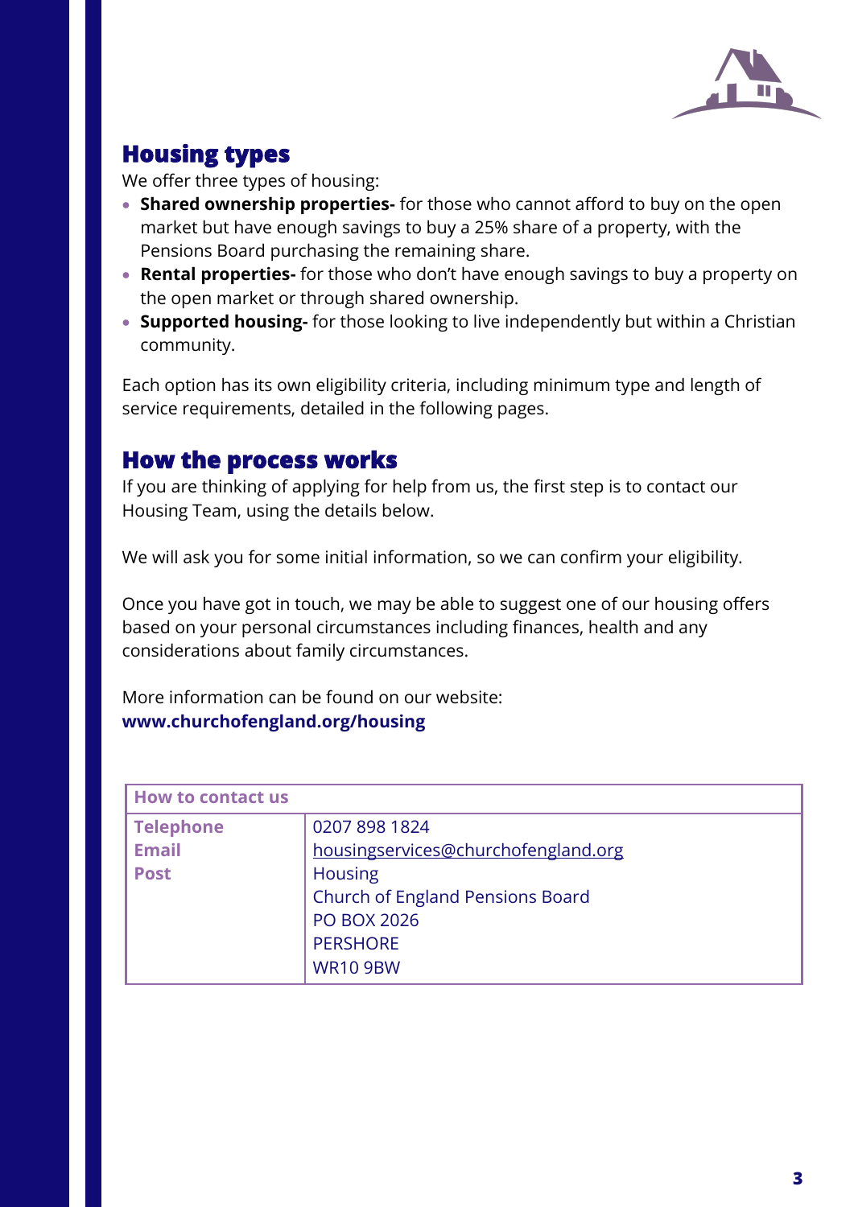## Housing types

We offer three types of housing:

- **Shared ownership properties-** for those who cannot afford to buy on the open market but have enough savings to buy a 25% share of a property, with the Pensions Board purchasing the remaining share.
- **Rental properties-** for those who don't have enough savings to buy a property on the open market or through shared ownership.
- **Supported housing-** for those looking to live independently but within a Christian community.

Each option has its own eligibility criteria, including minimum type and length of service requirements, detailed in the following pages.

## How the process works

If you are thinking of applying for help from us, the first step is to contact our Housing Team, using the details below.

We will ask you for some initial information, so we can confirm your eligibility.

Once you have got in touch, we may be able to suggest one of our housing offers based on your personal circumstances including finances, health and any considerations about family circumstances.

More information can be found on our website:
**www.churchofengland.org/housing**

| How to contact us | |
|---|---|
| **Telephone** | 0207 898 1824 |
| **Email** | housingservices@churchofengland.org |
| **Post** | Housing<br>Church of England Pensions Board<br>PO BOX 2026<br>PERSHORE<br>WR10 9BW |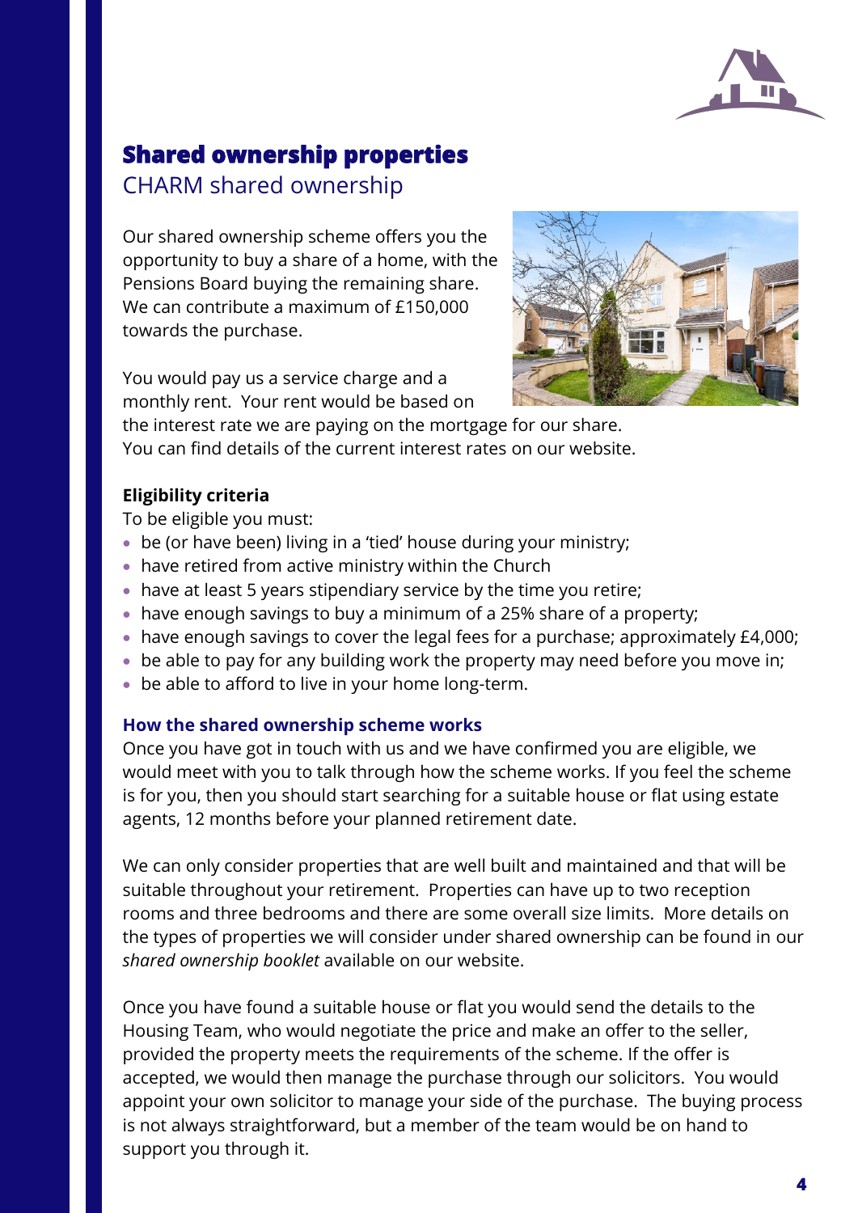## Shared ownership properties

### CHARM shared ownership

Our shared ownership scheme offers you the opportunity to buy a share of a home, with the Pensions Board buying the remaining share. We can contribute a maximum of £150,000 towards the purchase.

You would pay us a service charge and a monthly rent. Your rent would be based on the interest rate we are paying on the mortgage for our share. You can find details of the current interest rates on our website.

**Eligibility criteria**

To be eligible you must:

- be (or have been) living in a 'tied' house during your ministry;
- have retired from active ministry within the Church
- have at least 5 years stipendiary service by the time you retire;
- have enough savings to buy a minimum of a 25% share of a property;
- have enough savings to cover the legal fees for a purchase; approximately £4,000;
- be able to pay for any building work the property may need before you move in;
- be able to afford to live in your home long-term.

**How the shared ownership scheme works**

Once you have got in touch with us and we have confirmed you are eligible, we would meet with you to talk through how the scheme works. If you feel the scheme is for you, then you should start searching for a suitable house or flat using estate agents, 12 months before your planned retirement date.

We can only consider properties that are well built and maintained and that will be suitable throughout your retirement. Properties can have up to two reception rooms and three bedrooms and there are some overall size limits. More details on the types of properties we will consider under shared ownership can be found in our *shared ownership booklet* available on our website.

Once you have found a suitable house or flat you would send the details to the Housing Team, who would negotiate the price and make an offer to the seller, provided the property meets the requirements of the scheme. If the offer is accepted, we would then manage the purchase through our solicitors. You would appoint your own solicitor to manage your side of the purchase. The buying process is not always straightforward, but a member of the team would be on hand to support you through it.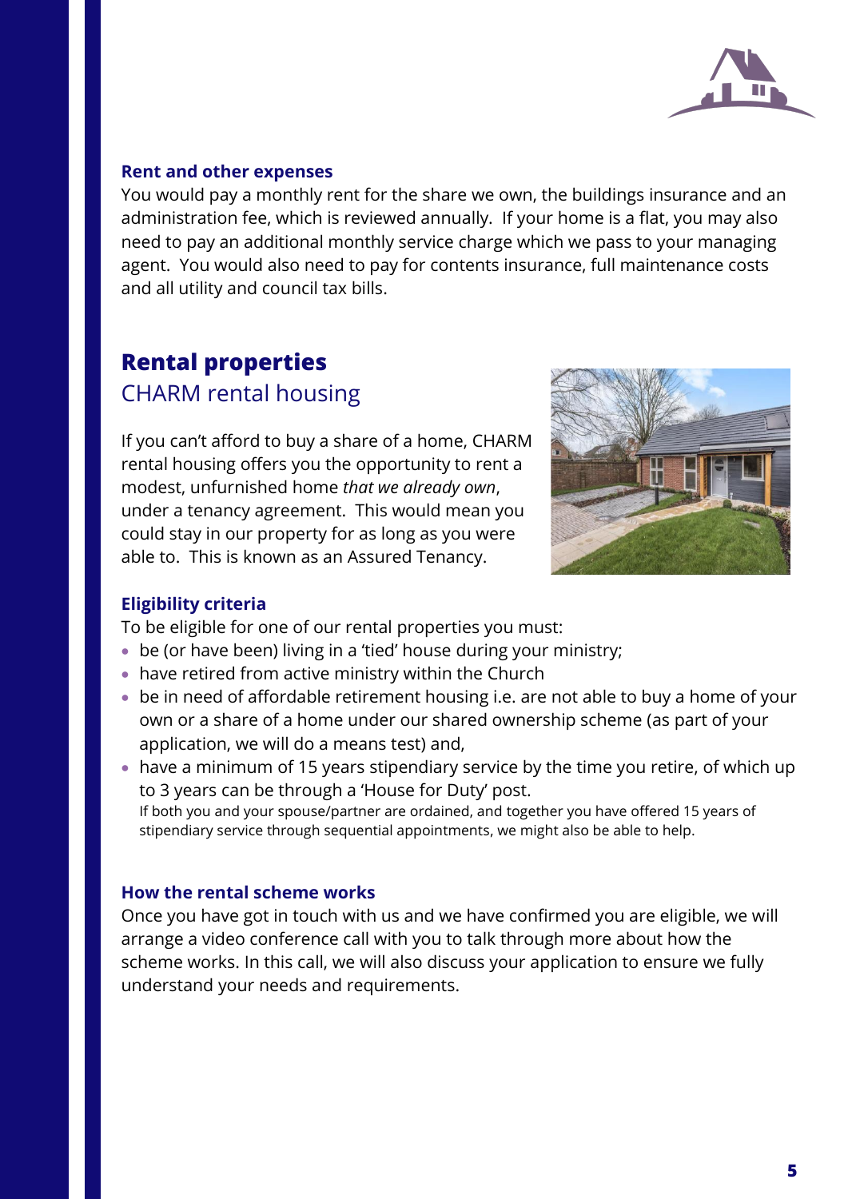### Rent and other expenses

You would pay a monthly rent for the share we own, the buildings insurance and an administration fee, which is reviewed annually. If your home is a flat, you may also need to pay an additional monthly service charge which we pass to your managing agent. You would also need to pay for contents insurance, full maintenance costs and all utility and council tax bills.

## Rental properties

### CHARM rental housing

If you can't afford to buy a share of a home, CHARM rental housing offers you the opportunity to rent a modest, unfurnished home *that we already own*, under a tenancy agreement. This would mean you could stay in our property for as long as you were able to. This is known as an Assured Tenancy.

### Eligibility criteria

To be eligible for one of our rental properties you must:

- be (or have been) living in a 'tied' house during your ministry;
- have retired from active ministry within the Church
- be in need of affordable retirement housing i.e. are not able to buy a home of your own or a share of a home under our shared ownership scheme (as part of your application, we will do a means test) and,
- have a minimum of 15 years stipendiary service by the time you retire, of which up to 3 years can be through a 'House for Duty' post.
  If both you and your spouse/partner are ordained, and together you have offered 15 years of stipendiary service through sequential appointments, we might also be able to help.

### How the rental scheme works

Once you have got in touch with us and we have confirmed you are eligible, we will arrange a video conference call with you to talk through more about how the scheme works. In this call, we will also discuss your application to ensure we fully understand your needs and requirements.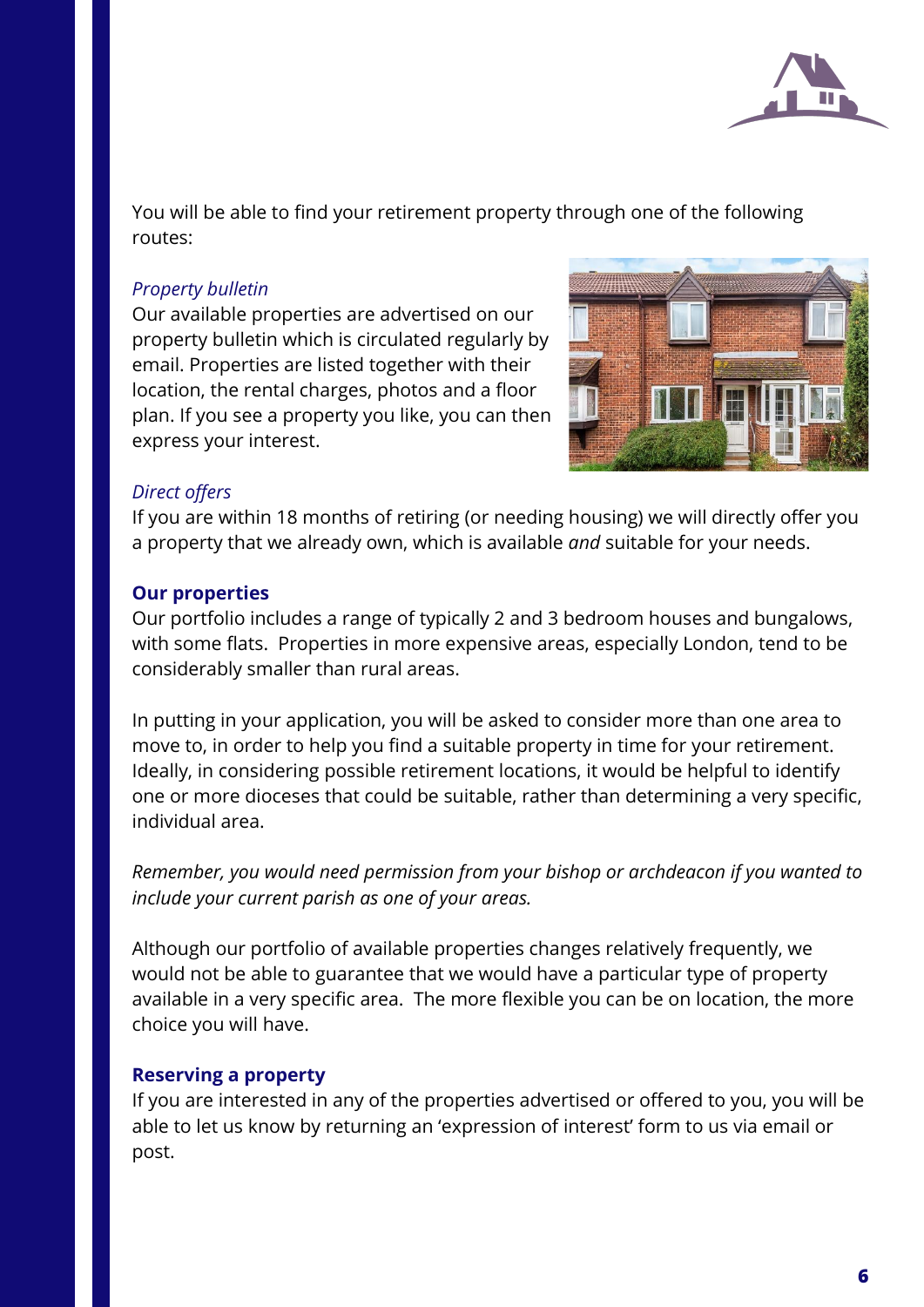You will be able to find your retirement property through one of the following routes:

*Property bulletin*

Our available properties are advertised on our property bulletin which is circulated regularly by email. Properties are listed together with their location, the rental charges, photos and a floor plan. If you see a property you like, you can then express your interest.

*Direct offers*

If you are within 18 months of retiring (or needing housing) we will directly offer you a property that we already own, which is available *and* suitable for your needs.

**Our properties**

Our portfolio includes a range of typically 2 and 3 bedroom houses and bungalows, with some flats. Properties in more expensive areas, especially London, tend to be considerably smaller than rural areas.

In putting in your application, you will be asked to consider more than one area to move to, in order to help you find a suitable property in time for your retirement. Ideally, in considering possible retirement locations, it would be helpful to identify one or more dioceses that could be suitable, rather than determining a very specific, individual area.

*Remember, you would need permission from your bishop or archdeacon if you wanted to include your current parish as one of your areas.*

Although our portfolio of available properties changes relatively frequently, we would not be able to guarantee that we would have a particular type of property available in a very specific area. The more flexible you can be on location, the more choice you will have.

**Reserving a property**

If you are interested in any of the properties advertised or offered to you, you will be able to let us know by returning an 'expression of interest' form to us via email or post.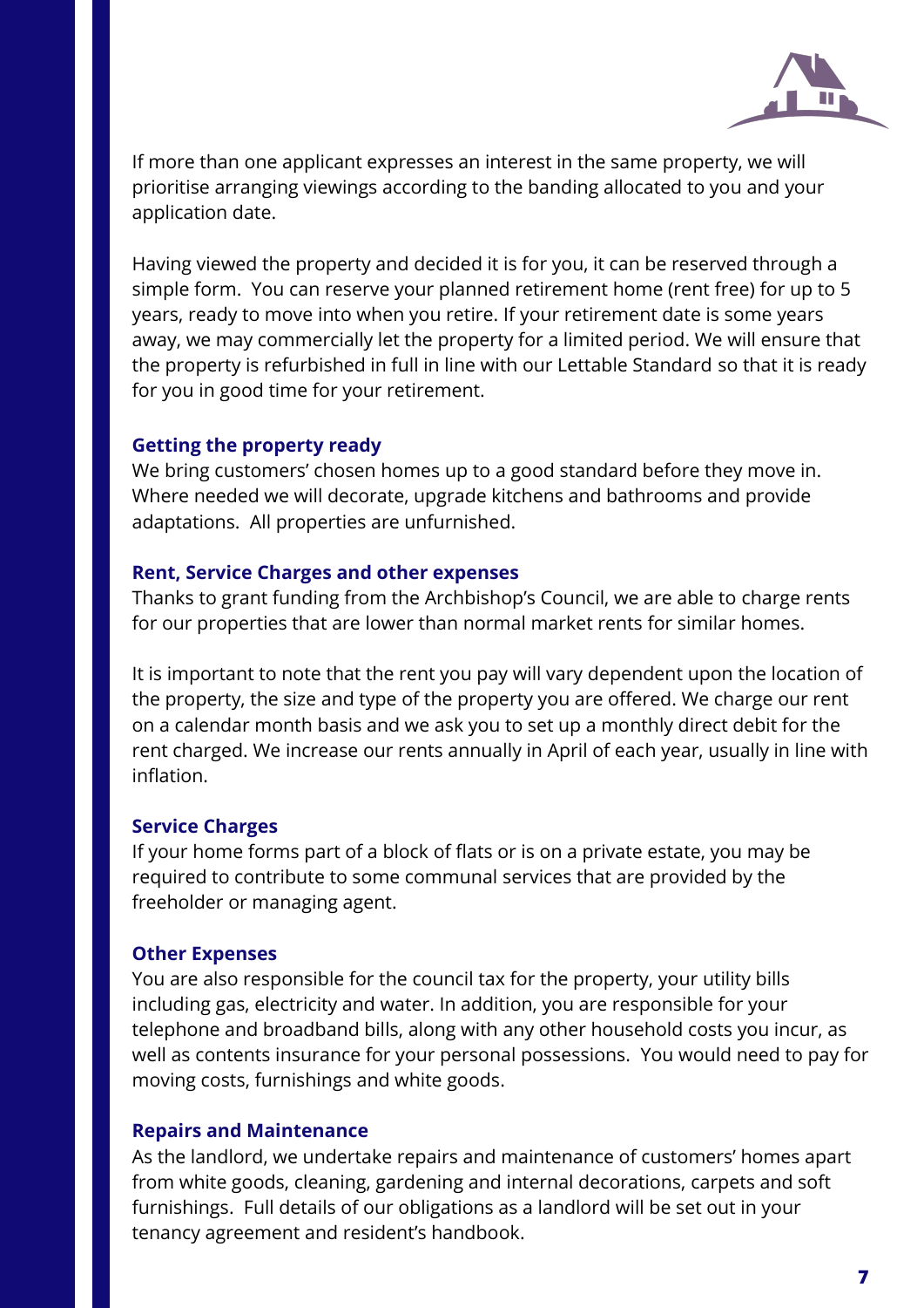If more than one applicant expresses an interest in the same property, we will prioritise arranging viewings according to the banding allocated to you and your application date.

Having viewed the property and decided it is for you, it can be reserved through a simple form. You can reserve your planned retirement home (rent free) for up to 5 years, ready to move into when you retire. If your retirement date is some years away, we may commercially let the property for a limited period. We will ensure that the property is refurbished in full in line with our Lettable Standard so that it is ready for you in good time for your retirement.

### Getting the property ready

We bring customers' chosen homes up to a good standard before they move in. Where needed we will decorate, upgrade kitchens and bathrooms and provide adaptations. All properties are unfurnished.

### Rent, Service Charges and other expenses

Thanks to grant funding from the Archbishop's Council, we are able to charge rents for our properties that are lower than normal market rents for similar homes.

It is important to note that the rent you pay will vary dependent upon the location of the property, the size and type of the property you are offered. We charge our rent on a calendar month basis and we ask you to set up a monthly direct debit for the rent charged. We increase our rents annually in April of each year, usually in line with inflation.

### Service Charges

If your home forms part of a block of flats or is on a private estate, you may be required to contribute to some communal services that are provided by the freeholder or managing agent.

### Other Expenses

You are also responsible for the council tax for the property, your utility bills including gas, electricity and water. In addition, you are responsible for your telephone and broadband bills, along with any other household costs you incur, as well as contents insurance for your personal possessions. You would need to pay for moving costs, furnishings and white goods.

### Repairs and Maintenance

As the landlord, we undertake repairs and maintenance of customers' homes apart from white goods, cleaning, gardening and internal decorations, carpets and soft furnishings. Full details of our obligations as a landlord will be set out in your tenancy agreement and resident's handbook.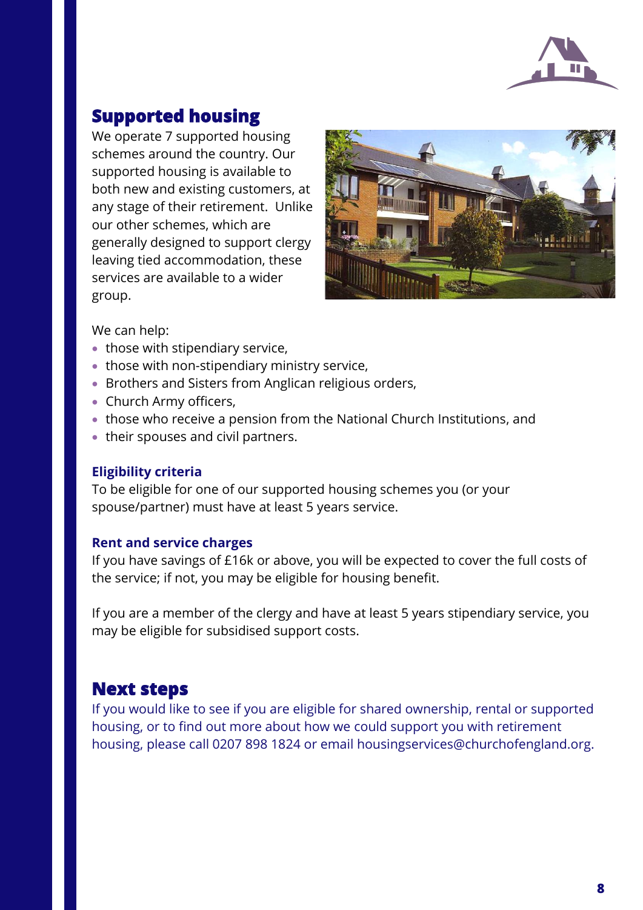## Supported housing

We operate 7 supported housing schemes around the country. Our supported housing is available to both new and existing customers, at any stage of their retirement. Unlike our other schemes, which are generally designed to support clergy leaving tied accommodation, these services are available to a wider group.

We can help:

- those with stipendiary service,
- those with non-stipendiary ministry service,
- Brothers and Sisters from Anglican religious orders,
- Church Army officers,
- those who receive a pension from the National Church Institutions, and
- their spouses and civil partners.

### Eligibility criteria

To be eligible for one of our supported housing schemes you (or your spouse/partner) must have at least 5 years service.

### Rent and service charges

If you have savings of £16k or above, you will be expected to cover the full costs of the service; if not, you may be eligible for housing benefit.

If you are a member of the clergy and have at least 5 years stipendiary service, you may be eligible for subsidised support costs.

## Next steps

If you would like to see if you are eligible for shared ownership, rental or supported housing, or to find out more about how we could support you with retirement housing, please call 0207 898 1824 or email housingservices@churchofengland.org.